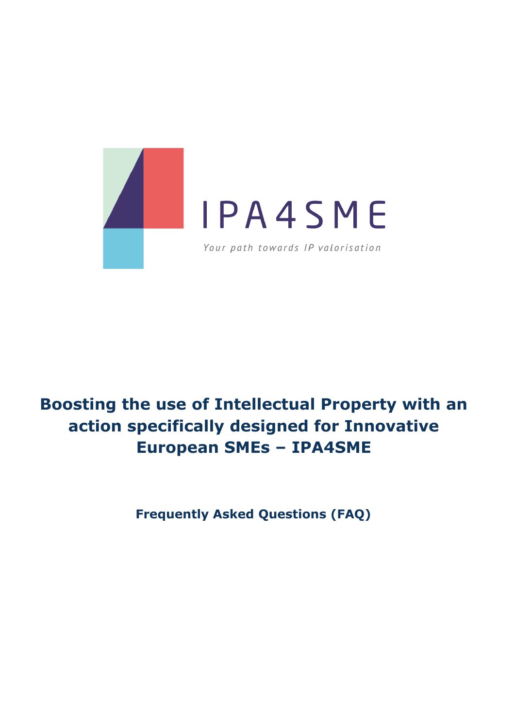IPA4SME

*Your path towards IP valorisation*

# Boosting the use of Intellectual Property with an action specifically designed for Innovative European SMEs – IPA4SME

**Frequently Asked Questions (FAQ)**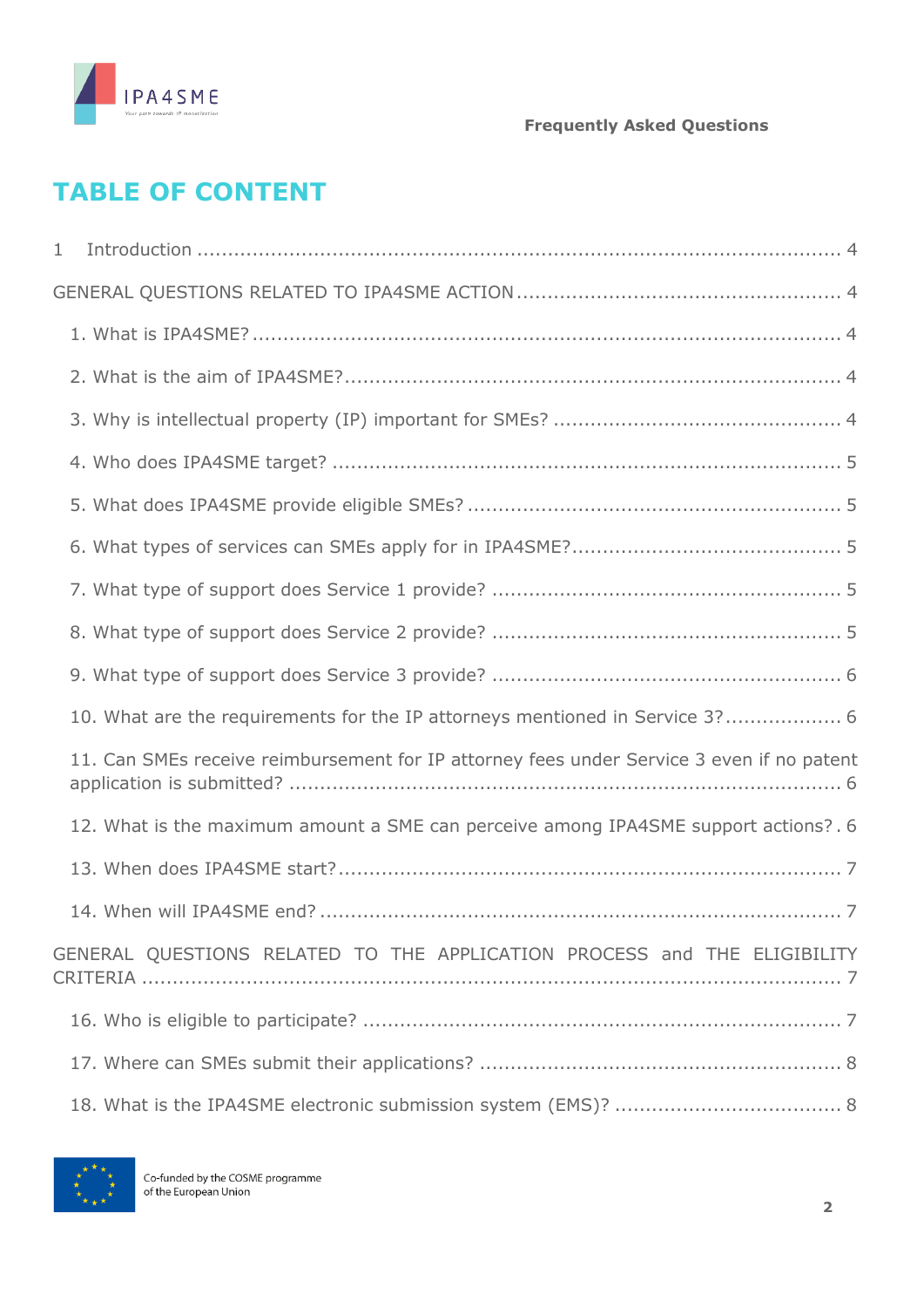# TABLE OF CONTENT

1 Introduction ........................................................................................................ 4

GENERAL QUESTIONS RELATED TO IPA4SME ACTION .................................................... 4

1. What is IPA4SME? ................................................................................................ 4

2. What is the aim of IPA4SME? ................................................................................ 4

3. Why is intellectual property (IP) important for SMEs? .............................................. 4

4. Who does IPA4SME target? .................................................................................. 5

5. What does IPA4SME provide eligible SMEs? ........................................................... 5

6. What types of services can SMEs apply for in IPA4SME? ........................................... 5

7. What type of support does Service 1 provide? ........................................................ 5

8. What type of support does Service 2 provide? ........................................................ 5

9. What type of support does Service 3 provide? ........................................................ 6

10. What are the requirements for the IP attorneys mentioned in Service 3? ................... 6

11. Can SMEs receive reimbursement for IP attorney fees under Service 3 even if no patent application is submitted? ......................................................................................... 6

12. What is the maximum amount a SME can perceive among IPA4SME support actions? . 6

13. When does IPA4SME start? ................................................................................. 7

14. When will IPA4SME end? .................................................................................... 7

GENERAL QUESTIONS RELATED TO THE APPLICATION PROCESS and THE ELIGIBILITY CRITERIA ............................................................................................................ 7

16. Who is eligible to participate? ............................................................................ 7

17. Where can SMEs submit their applications? .......................................................... 8

18. What is the IPA4SME electronic submission system (EMS)? .................................... 8

Co-funded by the COSME programme of the European Union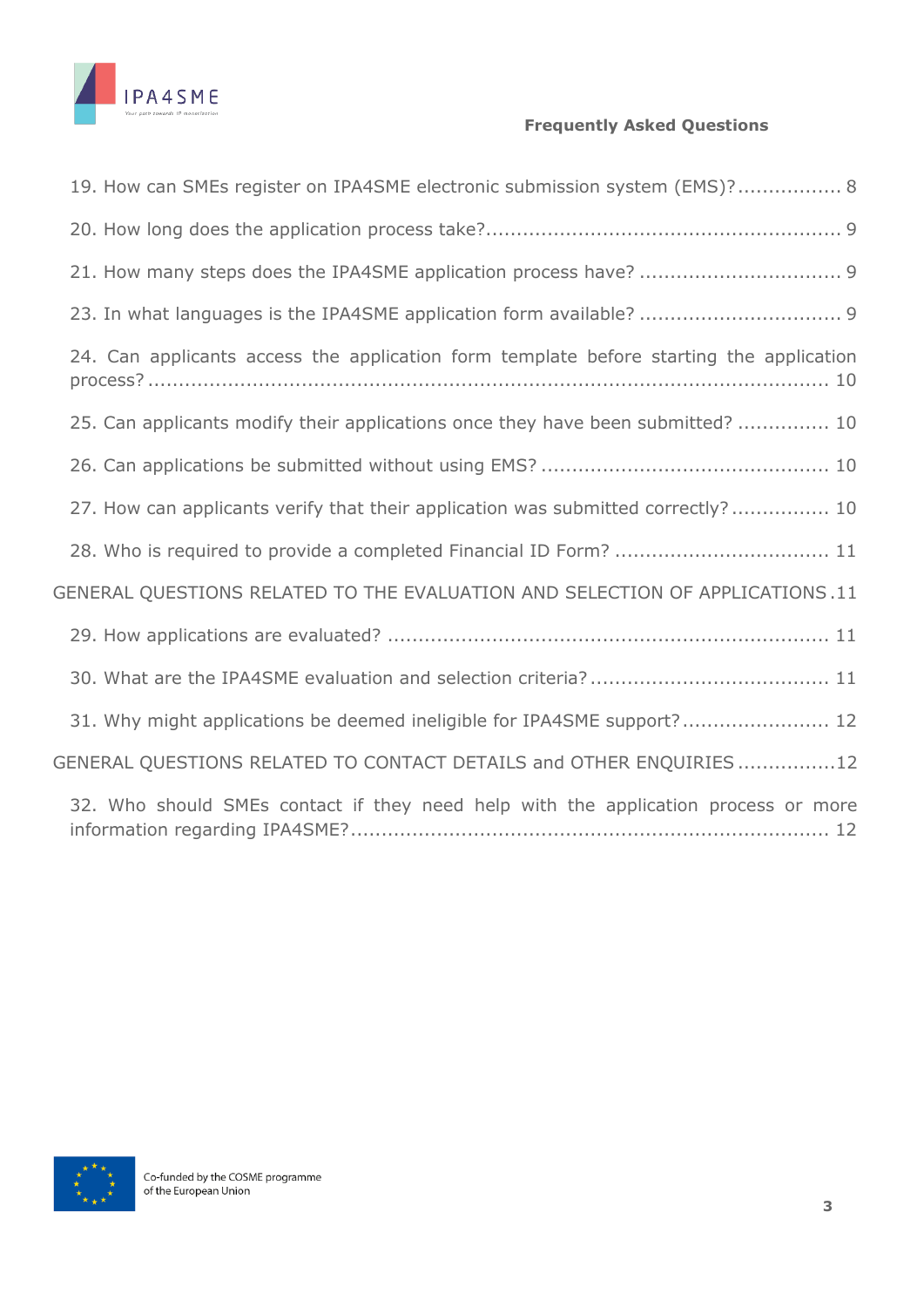19. How can SMEs register on IPA4SME electronic submission system (EMS)? ................. 8

20. How long does the application process take? ......................................................... 9

21. How many steps does the IPA4SME application process have? ................................. 9

23. In what languages is the IPA4SME application form available? ................................. 9

24. Can applicants access the application form template before starting the application process? ................................................................................................................. 10

25. Can applicants modify their applications once they have been submitted? ............... 10

26. Can applications be submitted without using EMS? ............................................... 10

27. How can applicants verify that their application was submitted correctly? ................ 10

28. Who is required to provide a completed Financial ID Form? ................................... 11

GENERAL QUESTIONS RELATED TO THE EVALUATION AND SELECTION OF APPLICATIONS . 11

29. How applications are evaluated? ....................................................................... 11

30. What are the IPA4SME evaluation and selection criteria? ...................................... 11

31. Why might applications be deemed ineligible for IPA4SME support? ........................ 12

GENERAL QUESTIONS RELATED TO CONTACT DETAILS and OTHER ENQUIRIES ................ 12

32. Who should SMEs contact if they need help with the application process or more information regarding IPA4SME? ............................................................................ 12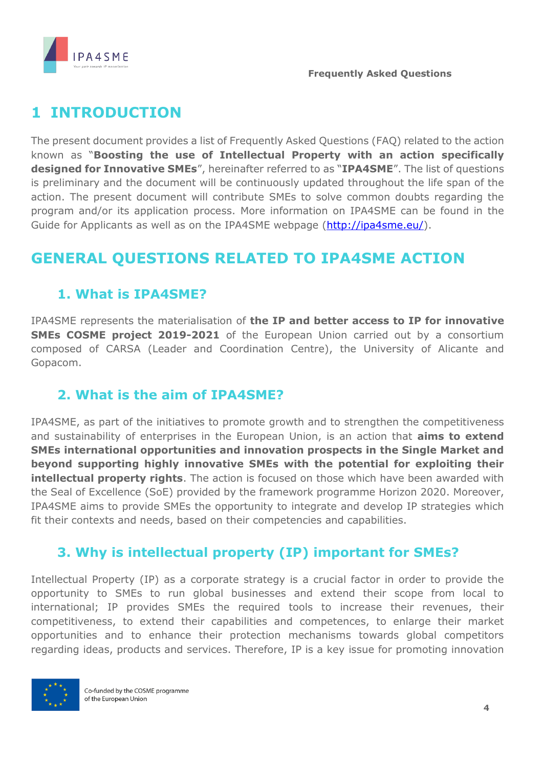# 1 INTRODUCTION

The present document provides a list of Frequently Asked Questions (FAQ) related to the action known as "**Boosting the use of Intellectual Property with an action specifically designed for Innovative SMEs**", hereinafter referred to as "**IPA4SME**". The list of questions is preliminary and the document will be continuously updated throughout the life span of the action. The present document will contribute SMEs to solve common doubts regarding the program and/or its application process. More information on IPA4SME can be found in the Guide for Applicants as well as on the IPA4SME webpage (http://ipa4sme.eu/).

# GENERAL QUESTIONS RELATED TO IPA4SME ACTION

## 1. What is IPA4SME?

IPA4SME represents the materialisation of **the IP and better access to IP for innovative SMEs COSME project 2019-2021** of the European Union carried out by a consortium composed of CARSA (Leader and Coordination Centre), the University of Alicante and Gopacom.

## 2. What is the aim of IPA4SME?

IPA4SME, as part of the initiatives to promote growth and to strengthen the competitiveness and sustainability of enterprises in the European Union, is an action that **aims to extend SMEs international opportunities and innovation prospects in the Single Market and beyond supporting highly innovative SMEs with the potential for exploiting their intellectual property rights**. The action is focused on those which have been awarded with the Seal of Excellence (SoE) provided by the framework programme Horizon 2020. Moreover, IPA4SME aims to provide SMEs the opportunity to integrate and develop IP strategies which fit their contexts and needs, based on their competencies and capabilities.

## 3. Why is intellectual property (IP) important for SMEs?

Intellectual Property (IP) as a corporate strategy is a crucial factor in order to provide the opportunity to SMEs to run global businesses and extend their scope from local to international; IP provides SMEs the required tools to increase their revenues, their competitiveness, to extend their capabilities and competences, to enlarge their market opportunities and to enhance their protection mechanisms towards global competitors regarding ideas, products and services. Therefore, IP is a key issue for promoting innovation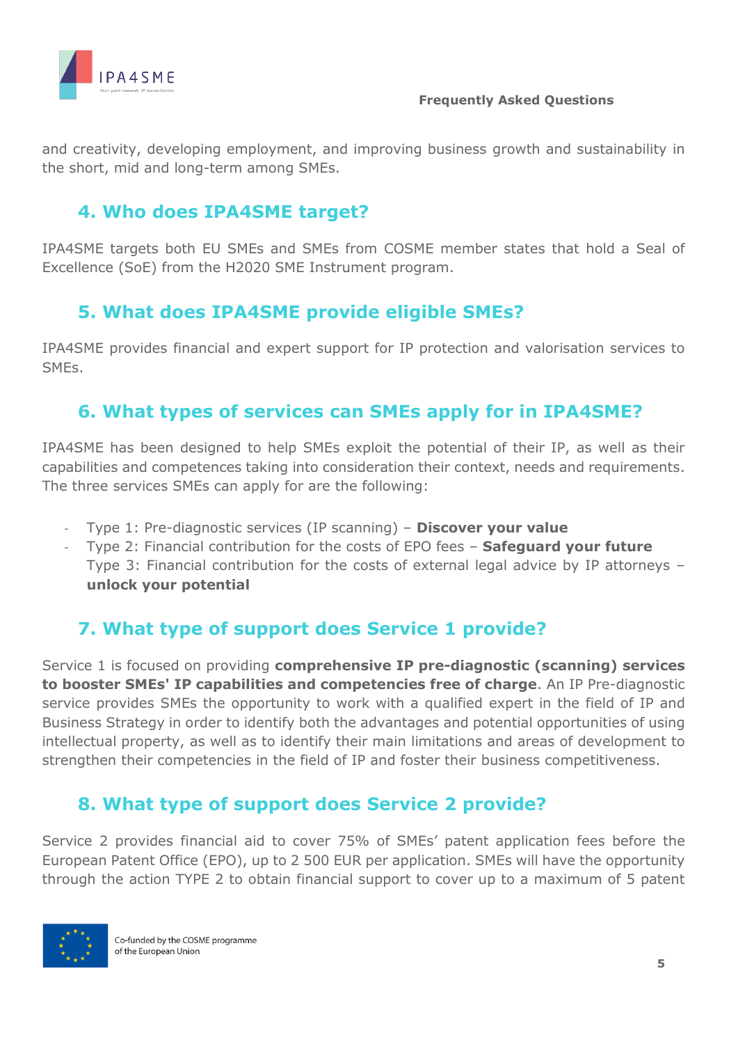and creativity, developing employment, and improving business growth and sustainability in the short, mid and long-term among SMEs.

## 4. Who does IPA4SME target?

IPA4SME targets both EU SMEs and SMEs from COSME member states that hold a Seal of Excellence (SoE) from the H2020 SME Instrument program.

## 5. What does IPA4SME provide eligible SMEs?

IPA4SME provides financial and expert support for IP protection and valorisation services to SMEs.

## 6. What types of services can SMEs apply for in IPA4SME?

IPA4SME has been designed to help SMEs exploit the potential of their IP, as well as their capabilities and competences taking into consideration their context, needs and requirements. The three services SMEs can apply for are the following:

- Type 1: Pre-diagnostic services (IP scanning) – **Discover your value**
- Type 2: Financial contribution for the costs of EPO fees – **Safeguard your future**
- Type 3: Financial contribution for the costs of external legal advice by IP attorneys – **unlock your potential**

## 7. What type of support does Service 1 provide?

Service 1 is focused on providing **comprehensive IP pre-diagnostic (scanning) services to booster SMEs' IP capabilities and competencies free of charge**. An IP Pre-diagnostic service provides SMEs the opportunity to work with a qualified expert in the field of IP and Business Strategy in order to identify both the advantages and potential opportunities of using intellectual property, as well as to identify their main limitations and areas of development to strengthen their competencies in the field of IP and foster their business competitiveness.

## 8. What type of support does Service 2 provide?

Service 2 provides financial aid to cover 75% of SMEs' patent application fees before the European Patent Office (EPO), up to 2 500 EUR per application. SMEs will have the opportunity through the action TYPE 2 to obtain financial support to cover up to a maximum of 5 patent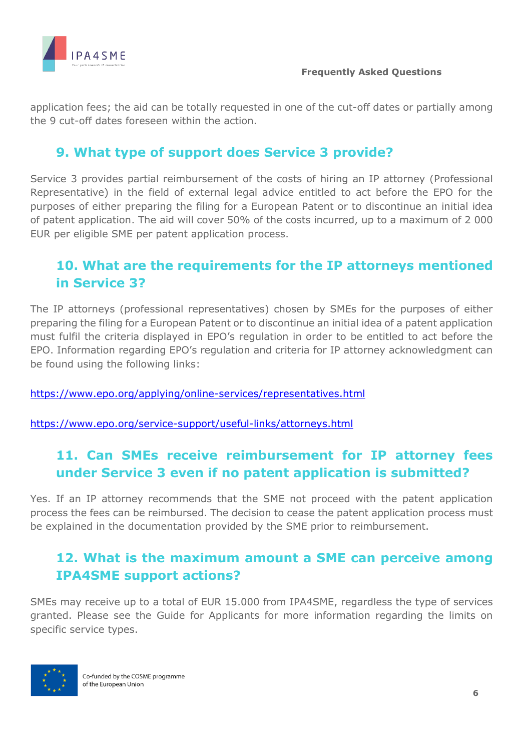application fees; the aid can be totally requested in one of the cut-off dates or partially among the 9 cut-off dates foreseen within the action.

## 9. What type of support does Service 3 provide?

Service 3 provides partial reimbursement of the costs of hiring an IP attorney (Professional Representative) in the field of external legal advice entitled to act before the EPO for the purposes of either preparing the filing for a European Patent or to discontinue an initial idea of patent application. The aid will cover 50% of the costs incurred, up to a maximum of 2 000 EUR per eligible SME per patent application process.

## 10. What are the requirements for the IP attorneys mentioned in Service 3?

The IP attorneys (professional representatives) chosen by SMEs for the purposes of either preparing the filing for a European Patent or to discontinue an initial idea of a patent application must fulfil the criteria displayed in EPO's regulation in order to be entitled to act before the EPO. Information regarding EPO's regulation and criteria for IP attorney acknowledgment can be found using the following links:

https://www.epo.org/applying/online-services/representatives.html

https://www.epo.org/service-support/useful-links/attorneys.html

## 11. Can SMEs receive reimbursement for IP attorney fees under Service 3 even if no patent application is submitted?

Yes. If an IP attorney recommends that the SME not proceed with the patent application process the fees can be reimbursed. The decision to cease the patent application process must be explained in the documentation provided by the SME prior to reimbursement.

## 12. What is the maximum amount a SME can perceive among IPA4SME support actions?

SMEs may receive up to a total of EUR 15.000 from IPA4SME, regardless the type of services granted. Please see the Guide for Applicants for more information regarding the limits on specific service types.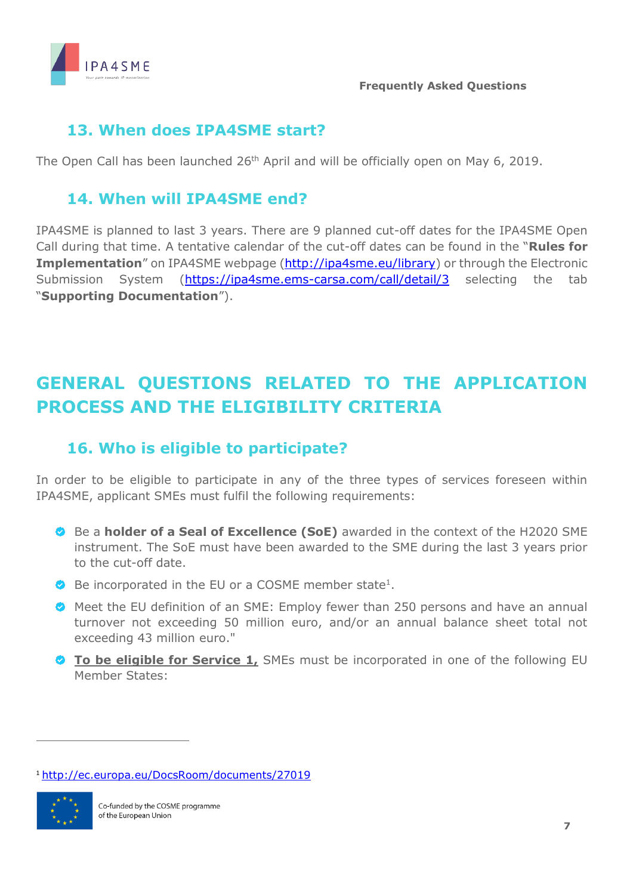## 13. When does IPA4SME start?

The Open Call has been launched 26th April and will be officially open on May 6, 2019.

## 14. When will IPA4SME end?

IPA4SME is planned to last 3 years. There are 9 planned cut-off dates for the IPA4SME Open Call during that time. A tentative calendar of the cut-off dates can be found in the "**Rules for Implementation**" on IPA4SME webpage (http://ipa4sme.eu/library) or through the Electronic Submission System (https://ipa4sme.ems-carsa.com/call/detail/3 selecting the tab "**Supporting Documentation**").

# GENERAL QUESTIONS RELATED TO THE APPLICATION PROCESS AND THE ELIGIBILITY CRITERIA

## 16. Who is eligible to participate?

In order to be eligible to participate in any of the three types of services foreseen within IPA4SME, applicant SMEs must fulfil the following requirements:

- Be a **holder of a Seal of Excellence (SoE)** awarded in the context of the H2020 SME instrument. The SoE must have been awarded to the SME during the last 3 years prior to the cut-off date.
- Be incorporated in the EU or a COSME member state[1].
- Meet the EU definition of an SME: Employ fewer than 250 persons and have an annual turnover not exceeding 50 million euro, and/or an annual balance sheet total not exceeding 43 million euro."
- **To be eligible for Service 1,** SMEs must be incorporated in one of the following EU Member States:

[1] http://ec.europa.eu/DocsRoom/documents/27019

Co-funded by the COSME programme of the European Union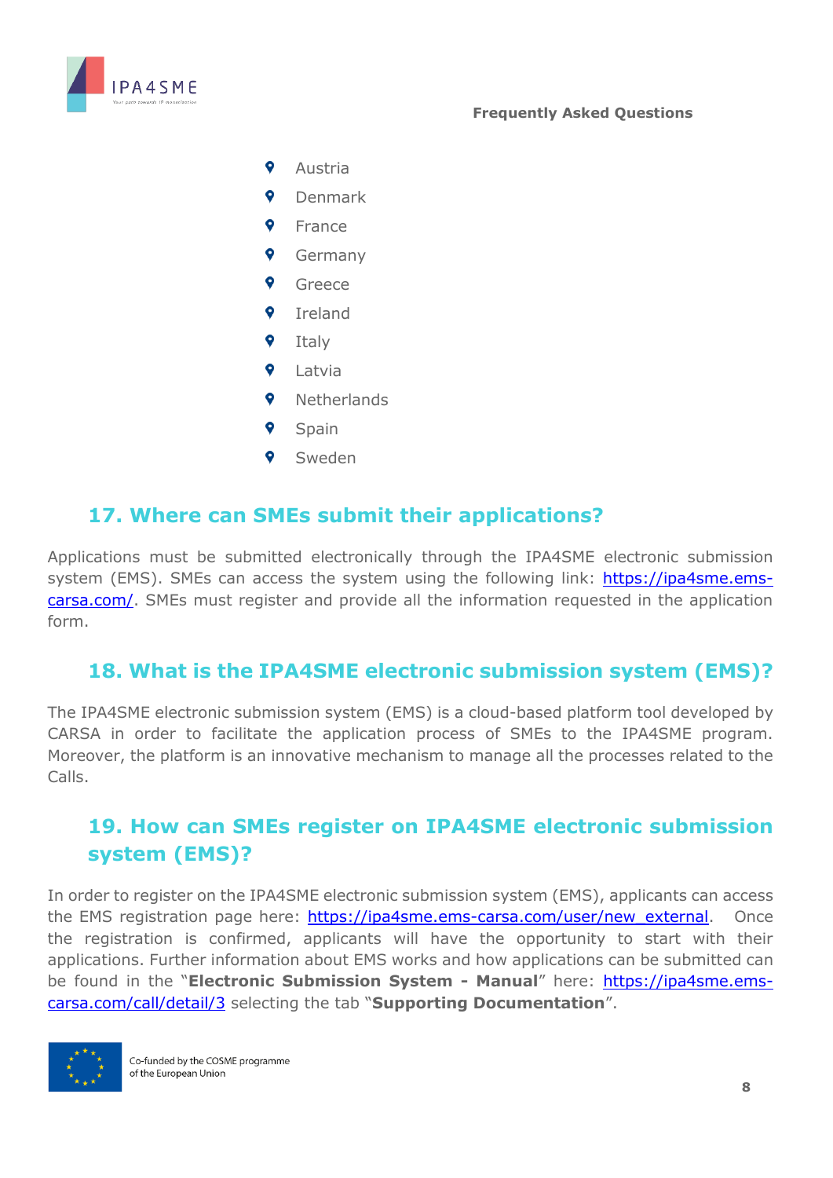- Austria
- Denmark
- France
- Germany
- Greece
- Ireland
- Italy
- Latvia
- Netherlands
- Spain
- Sweden

## 17. Where can SMEs submit their applications?

Applications must be submitted electronically through the IPA4SME electronic submission system (EMS). SMEs can access the system using the following link: [https://ipa4sme.ems-carsa.com/](https://ipa4sme.ems-carsa.com/). SMEs must register and provide all the information requested in the application form.

## 18. What is the IPA4SME electronic submission system (EMS)?

The IPA4SME electronic submission system (EMS) is a cloud-based platform tool developed by CARSA in order to facilitate the application process of SMEs to the IPA4SME program. Moreover, the platform is an innovative mechanism to manage all the processes related to the Calls.

## 19. How can SMEs register on IPA4SME electronic submission system (EMS)?

In order to register on the IPA4SME electronic submission system (EMS), applicants can access the EMS registration page here: [https://ipa4sme.ems-carsa.com/user/new_external](https://ipa4sme.ems-carsa.com/user/new_external). Once the registration is confirmed, applicants will have the opportunity to start with their applications. Further information about EMS works and how applications can be submitted can be found in the "**Electronic Submission System - Manual**" here: [https://ipa4sme.ems-carsa.com/call/detail/3](https://ipa4sme.ems-carsa.com/call/detail/3) selecting the tab "**Supporting Documentation**".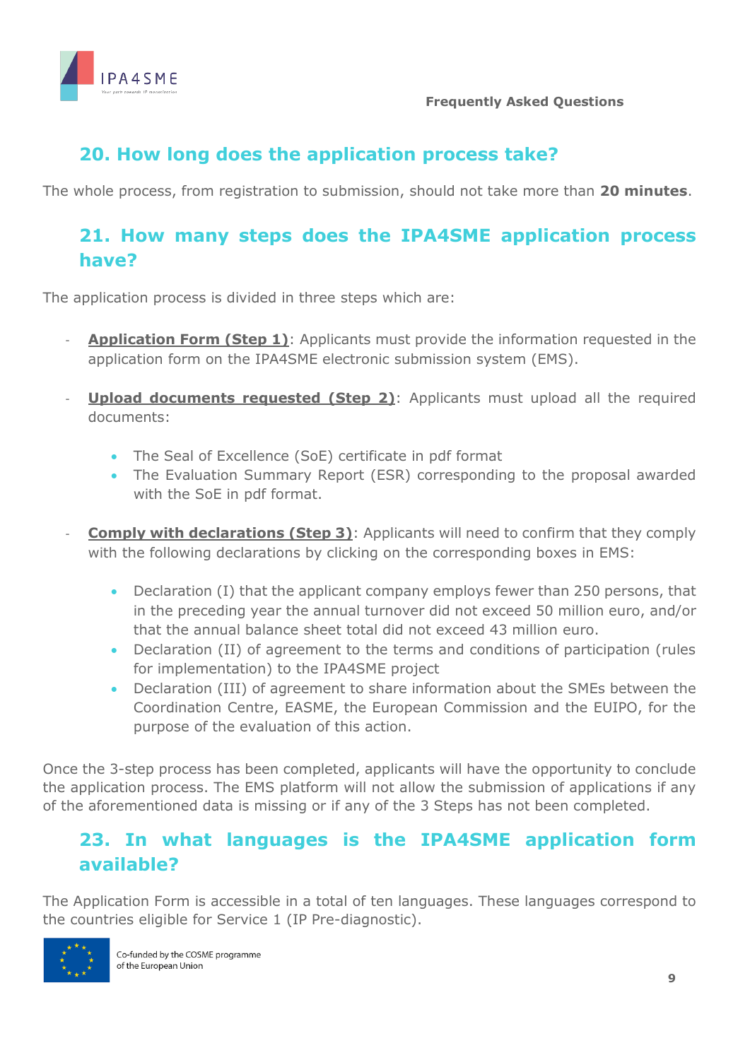## 20. How long does the application process take?

The whole process, from registration to submission, should not take more than **20 minutes**.

## 21. How many steps does the IPA4SME application process have?

The application process is divided in three steps which are:

- **Application Form (Step 1)**: Applicants must provide the information requested in the application form on the IPA4SME electronic submission system (EMS).

- **Upload documents requested (Step 2)**: Applicants must upload all the required documents:

  - The Seal of Excellence (SoE) certificate in pdf format
  - The Evaluation Summary Report (ESR) corresponding to the proposal awarded with the SoE in pdf format.

- **Comply with declarations (Step 3)**: Applicants will need to confirm that they comply with the following declarations by clicking on the corresponding boxes in EMS:

  - Declaration (I) that the applicant company employs fewer than 250 persons, that in the preceding year the annual turnover did not exceed 50 million euro, and/or that the annual balance sheet total did not exceed 43 million euro.
  - Declaration (II) of agreement to the terms and conditions of participation (rules for implementation) to the IPA4SME project
  - Declaration (III) of agreement to share information about the SMEs between the Coordination Centre, EASME, the European Commission and the EUIPO, for the purpose of the evaluation of this action.

Once the 3-step process has been completed, applicants will have the opportunity to conclude the application process. The EMS platform will not allow the submission of applications if any of the aforementioned data is missing or if any of the 3 Steps has not been completed.

## 23. In what languages is the IPA4SME application form available?

The Application Form is accessible in a total of ten languages. These languages correspond to the countries eligible for Service 1 (IP Pre-diagnostic).

Co-funded by the COSME programme of the European Union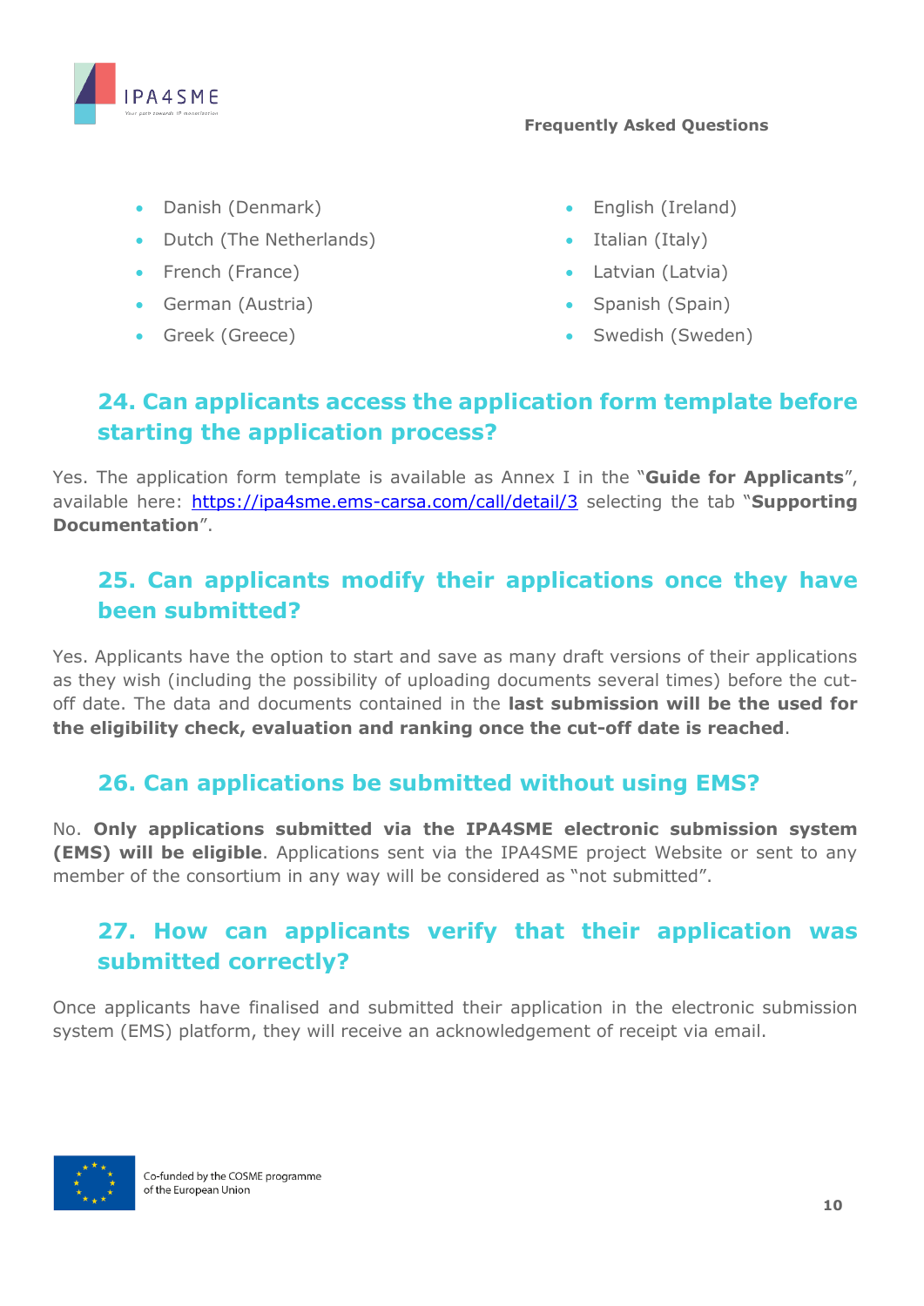- Danish (Denmark)
- Dutch (The Netherlands)
- French (France)
- German (Austria)
- Greek (Greece)
- English (Ireland)
- Italian (Italy)
- Latvian (Latvia)
- Spanish (Spain)
- Swedish (Sweden)

## 24. Can applicants access the application form template before starting the application process?

Yes. The application form template is available as Annex I in the "**Guide for Applicants**", available here: https://ipa4sme.ems-carsa.com/call/detail/3 selecting the tab "**Supporting Documentation**".

## 25. Can applicants modify their applications once they have been submitted?

Yes. Applicants have the option to start and save as many draft versions of their applications as they wish (including the possibility of uploading documents several times) before the cut-off date. The data and documents contained in the **last submission will be the used for the eligibility check, evaluation and ranking once the cut-off date is reached**.

## 26. Can applications be submitted without using EMS?

No. **Only applications submitted via the IPA4SME electronic submission system (EMS) will be eligible**. Applications sent via the IPA4SME project Website or sent to any member of the consortium in any way will be considered as "not submitted".

## 27. How can applicants verify that their application was submitted correctly?

Once applicants have finalised and submitted their application in the electronic submission system (EMS) platform, they will receive an acknowledgement of receipt via email.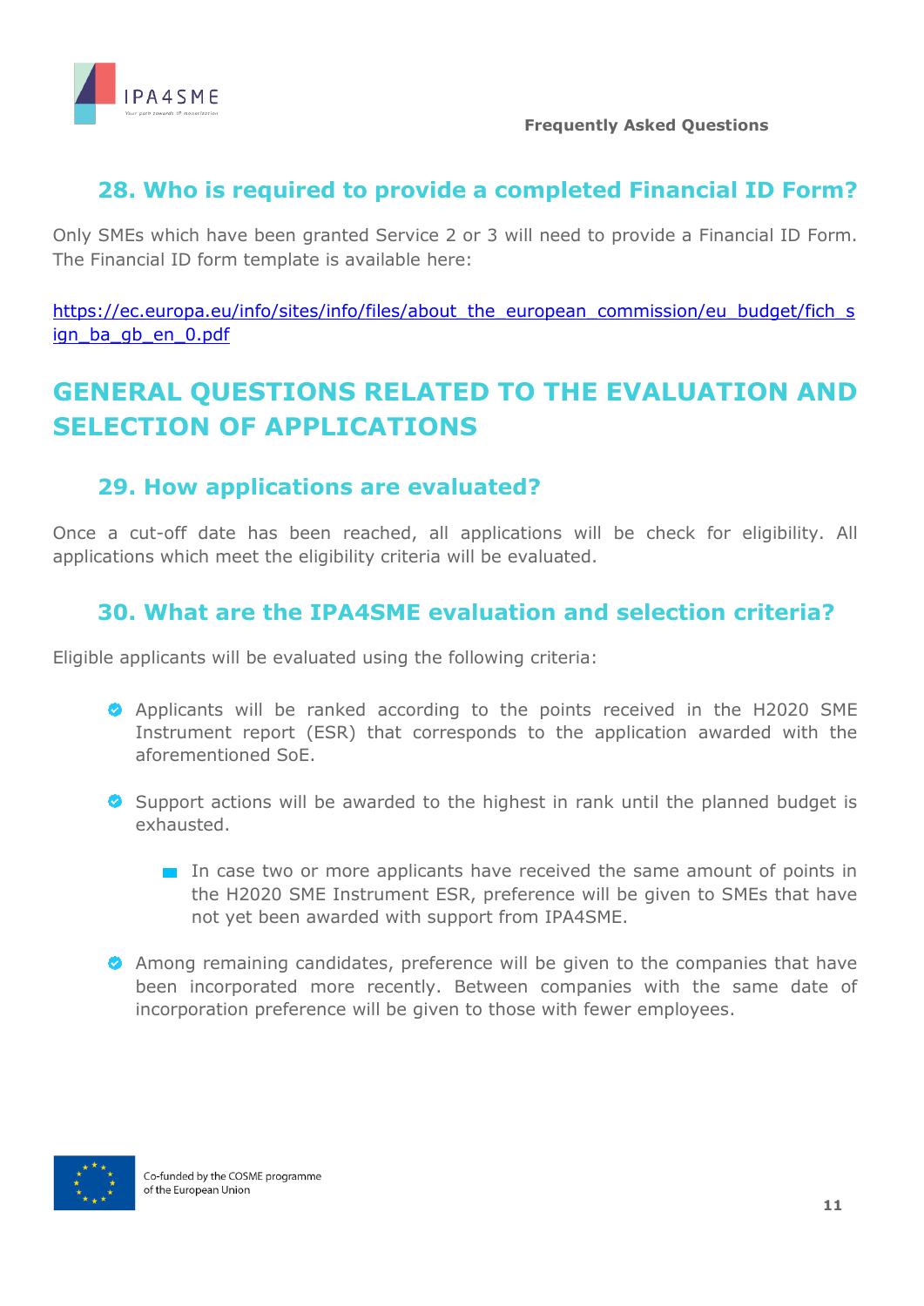## 28. Who is required to provide a completed Financial ID Form?

Only SMEs which have been granted Service 2 or 3 will need to provide a Financial ID Form. The Financial ID form template is available here:

https://ec.europa.eu/info/sites/info/files/about_the_european_commission/eu_budget/fich_sign_ba_gb_en_0.pdf

# GENERAL QUESTIONS RELATED TO THE EVALUATION AND SELECTION OF APPLICATIONS

## 29. How applications are evaluated?

Once a cut-off date has been reached, all applications will be check for eligibility. All applications which meet the eligibility criteria will be evaluated.

## 30. What are the IPA4SME evaluation and selection criteria?

Eligible applicants will be evaluated using the following criteria:

- Applicants will be ranked according to the points received in the H2020 SME Instrument report (ESR) that corresponds to the application awarded with the aforementioned SoE.
- Support actions will be awarded to the highest in rank until the planned budget is exhausted.
  - In case two or more applicants have received the same amount of points in the H2020 SME Instrument ESR, preference will be given to SMEs that have not yet been awarded with support from IPA4SME.
- Among remaining candidates, preference will be given to the companies that have been incorporated more recently. Between companies with the same date of incorporation preference will be given to those with fewer employees.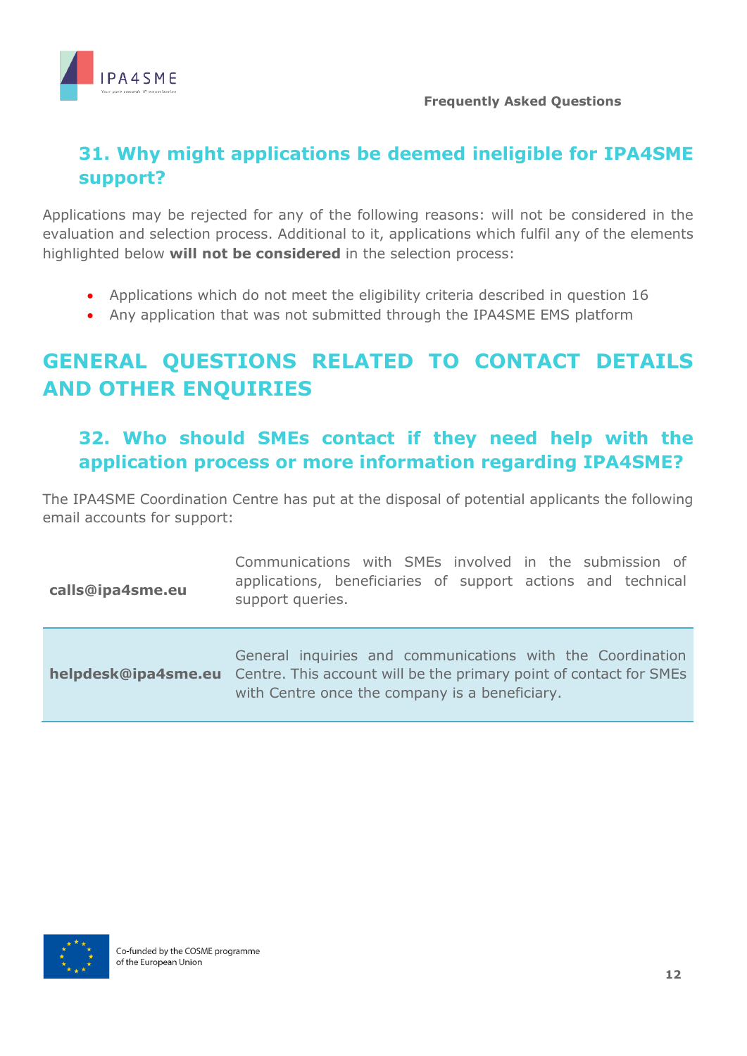### 31. Why might applications be deemed ineligible for IPA4SME support?

Applications may be rejected for any of the following reasons: will not be considered in the evaluation and selection process. Additional to it, applications which fulfil any of the elements highlighted below **will not be considered** in the selection process:

- Applications which do not meet the eligibility criteria described in question 16
- Any application that was not submitted through the IPA4SME EMS platform

## GENERAL QUESTIONS RELATED TO CONTACT DETAILS AND OTHER ENQUIRIES

### 32. Who should SMEs contact if they need help with the application process or more information regarding IPA4SME?

The IPA4SME Coordination Centre has put at the disposal of potential applicants the following email accounts for support:

| | |
|---|---|
| **calls@ipa4sme.eu** | Communications with SMEs involved in the submission of applications, beneficiaries of support actions and technical support queries. |
| **helpdesk@ipa4sme.eu** | General inquiries and communications with the Coordination Centre. This account will be the primary point of contact for SMEs with Centre once the company is a beneficiary. |

Co-funded by the COSME programme of the European Union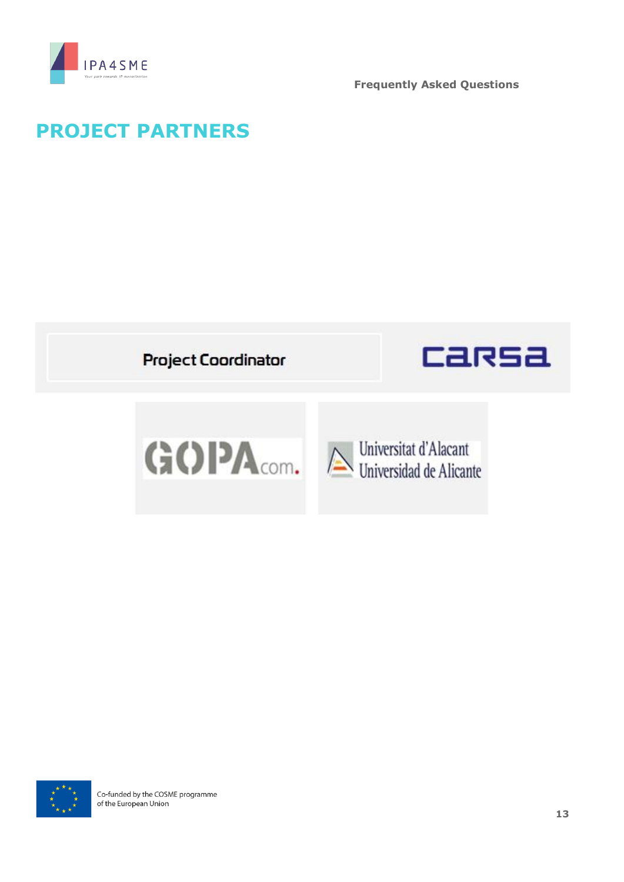# PROJECT PARTNERS

Project Coordinator

carsa

GOPA com.

Universitat d'Alacant
Universidad de Alicante

Co-funded by the COSME programme of the European Union